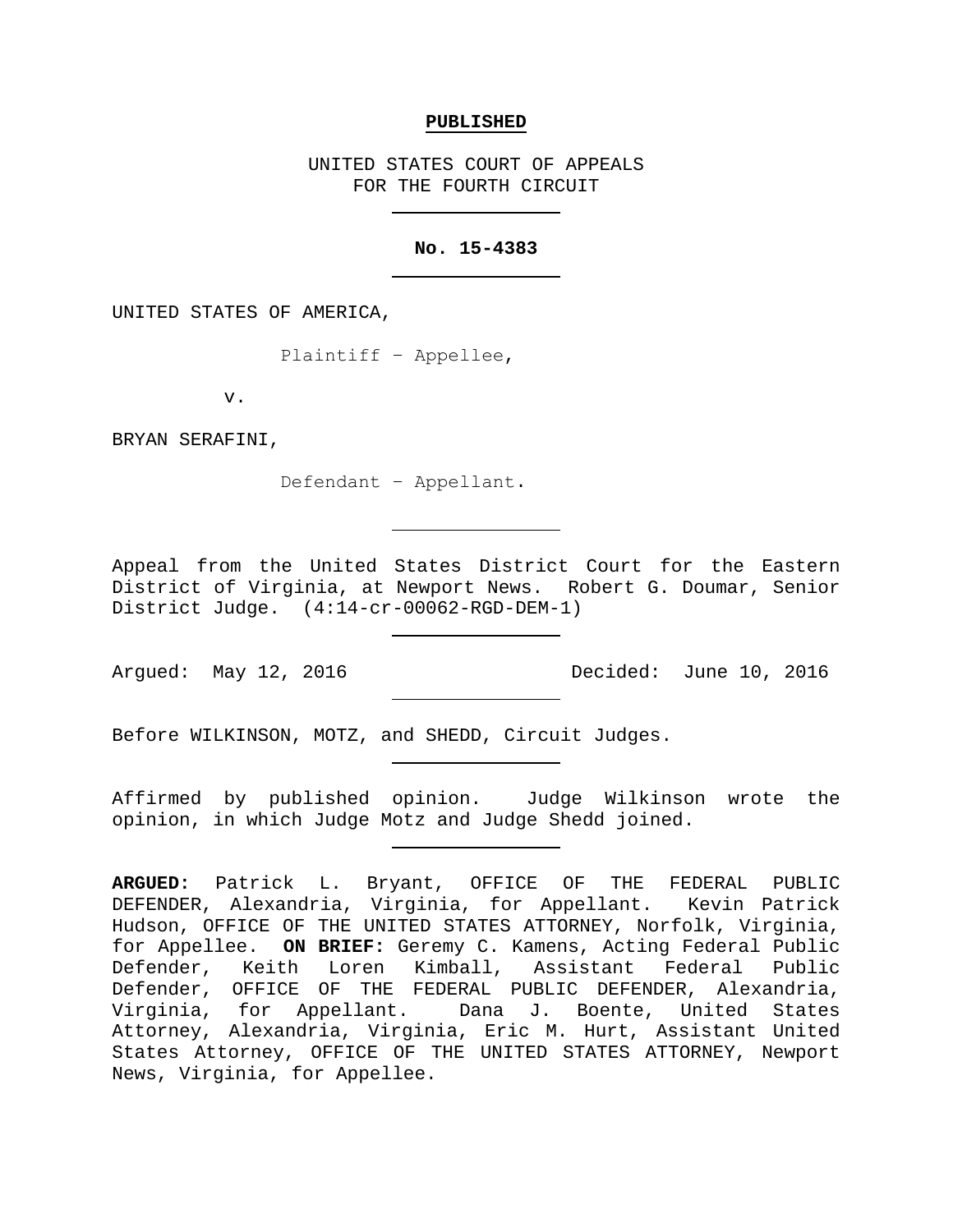**PUBLISHED**

UNITED STATES COURT OF APPEALS
FOR THE FOURTH CIRCUIT

**No. 15-4383**

UNITED STATES OF AMERICA,

Plaintiff – Appellee,

v.

BRYAN SERAFINI,

Defendant – Appellant.

Appeal from the United States District Court for the Eastern District of Virginia, at Newport News. Robert G. Doumar, Senior District Judge. (4:14-cr-00062-RGD-DEM-1)

Argued: May 12, 2016 Decided: June 10, 2016

Before WILKINSON, MOTZ, and SHEDD, Circuit Judges.

Affirmed by published opinion. Judge Wilkinson wrote the opinion, in which Judge Motz and Judge Shedd joined.

**ARGUED:** Patrick L. Bryant, OFFICE OF THE FEDERAL PUBLIC DEFENDER, Alexandria, Virginia, for Appellant. Kevin Patrick Hudson, OFFICE OF THE UNITED STATES ATTORNEY, Norfolk, Virginia, for Appellee. **ON BRIEF:** Geremy C. Kamens, Acting Federal Public Defender, Keith Loren Kimball, Assistant Federal Public Defender, OFFICE OF THE FEDERAL PUBLIC DEFENDER, Alexandria, Virginia, for Appellant. Dana J. Boente, United States Attorney, Alexandria, Virginia, Eric M. Hurt, Assistant United States Attorney, OFFICE OF THE UNITED STATES ATTORNEY, Newport News, Virginia, for Appellee.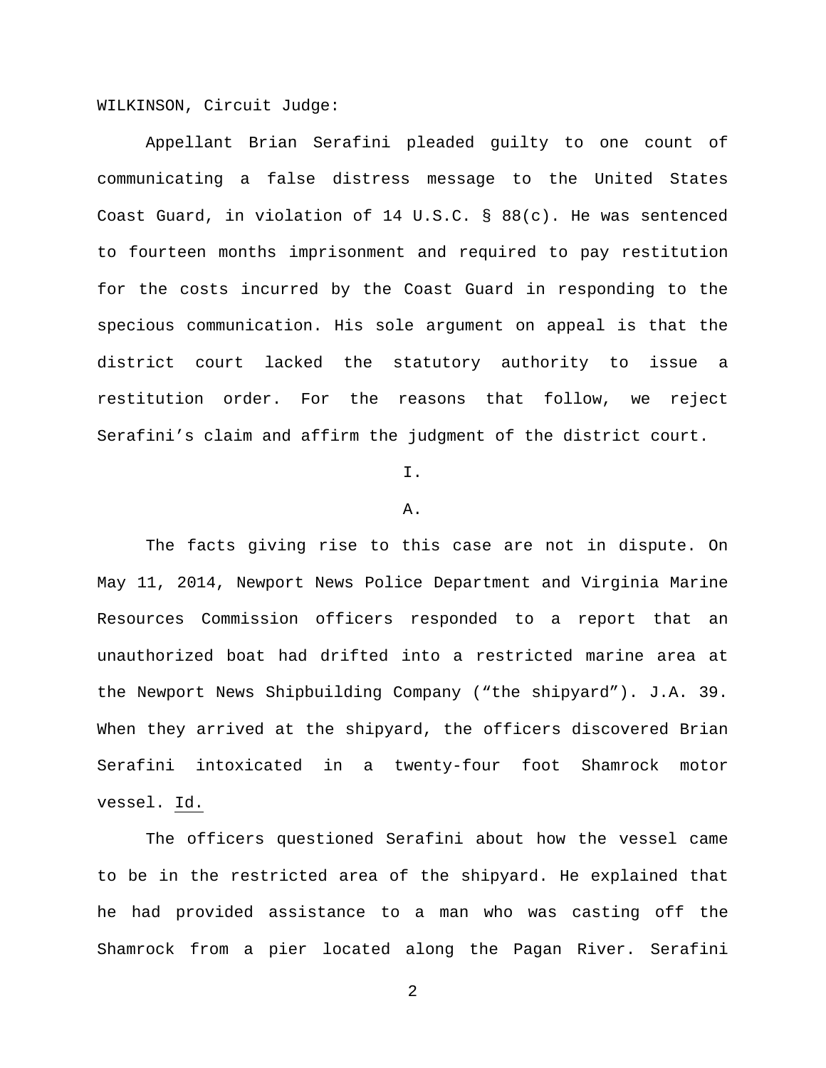WILKINSON, Circuit Judge:

Appellant Brian Serafini pleaded guilty to one count of communicating a false distress message to the United States Coast Guard, in violation of 14 U.S.C. § 88(c). He was sentenced to fourteen months imprisonment and required to pay restitution for the costs incurred by the Coast Guard in responding to the specious communication. His sole argument on appeal is that the district court lacked the statutory authority to issue a restitution order. For the reasons that follow, we reject Serafini's claim and affirm the judgment of the district court.

I.

A.

The facts giving rise to this case are not in dispute. On May 11, 2014, Newport News Police Department and Virginia Marine Resources Commission officers responded to a report that an unauthorized boat had drifted into a restricted marine area at the Newport News Shipbuilding Company ("the shipyard"). J.A. 39. When they arrived at the shipyard, the officers discovered Brian Serafini intoxicated in a twenty-four foot Shamrock motor vessel. Id.

The officers questioned Serafini about how the vessel came to be in the restricted area of the shipyard. He explained that he had provided assistance to a man who was casting off the Shamrock from a pier located along the Pagan River. Serafini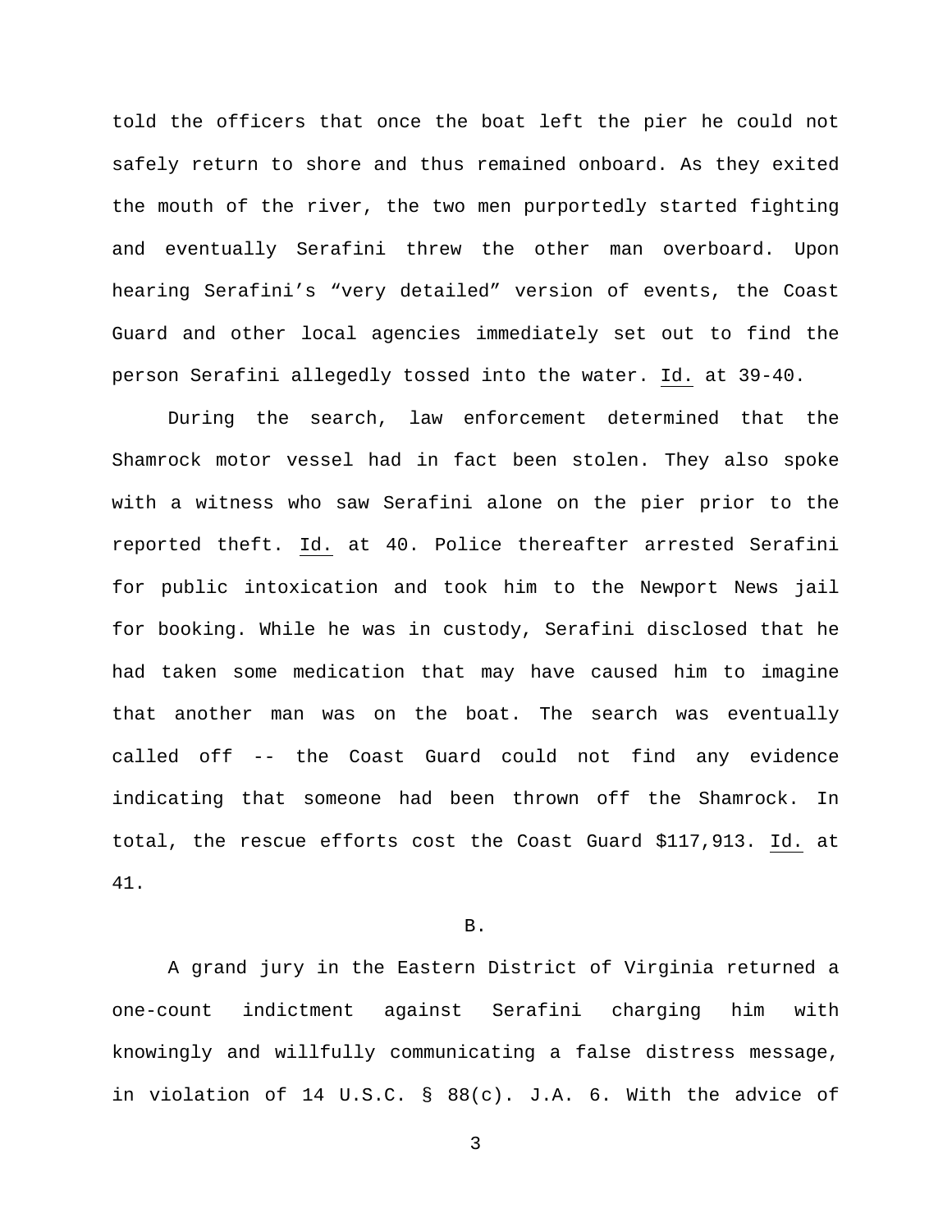told the officers that once the boat left the pier he could not safely return to shore and thus remained onboard. As they exited the mouth of the river, the two men purportedly started fighting and eventually Serafini threw the other man overboard. Upon hearing Serafini's "very detailed" version of events, the Coast Guard and other local agencies immediately set out to find the person Serafini allegedly tossed into the water. Id. at 39-40.

During the search, law enforcement determined that the Shamrock motor vessel had in fact been stolen. They also spoke with a witness who saw Serafini alone on the pier prior to the reported theft. Id. at 40. Police thereafter arrested Serafini for public intoxication and took him to the Newport News jail for booking. While he was in custody, Serafini disclosed that he had taken some medication that may have caused him to imagine that another man was on the boat. The search was eventually called off -- the Coast Guard could not find any evidence indicating that someone had been thrown off the Shamrock. In total, the rescue efforts cost the Coast Guard $117,913. Id. at 41.

## B.

A grand jury in the Eastern District of Virginia returned a one-count indictment against Serafini charging him with knowingly and willfully communicating a false distress message, in violation of 14 U.S.C. § 88(c). J.A. 6. With the advice of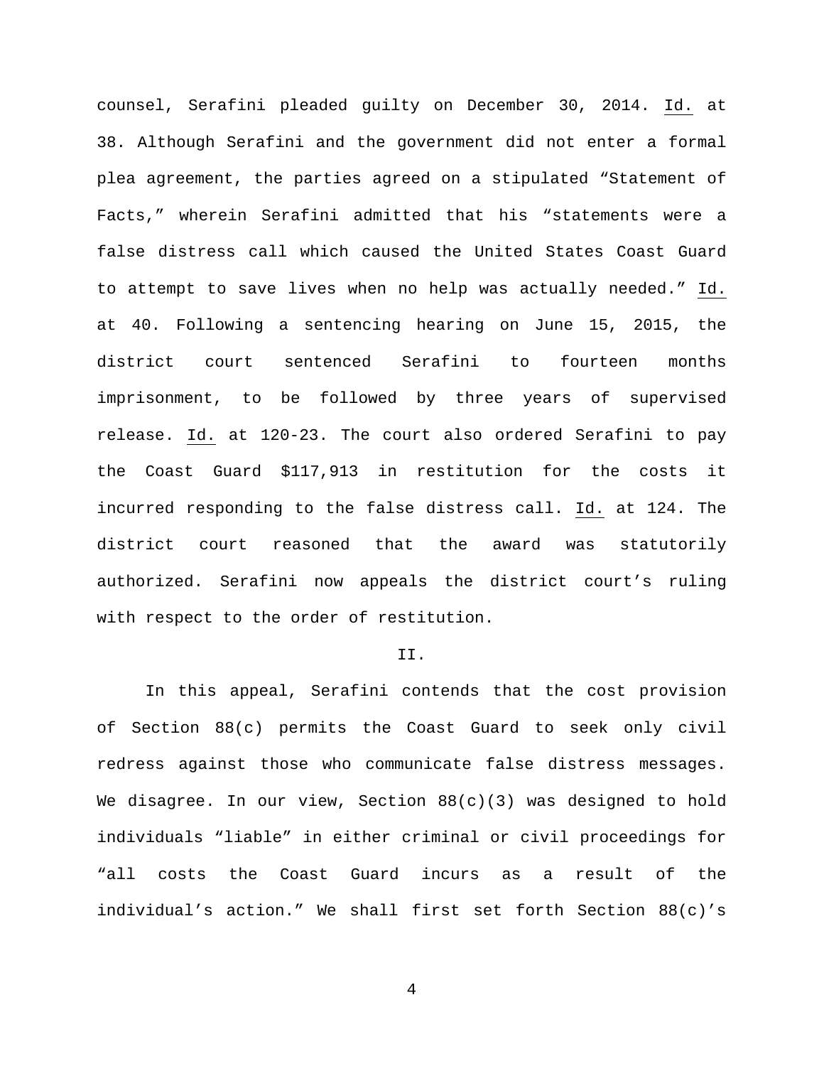counsel, Serafini pleaded guilty on December 30, 2014. Id. at 38. Although Serafini and the government did not enter a formal plea agreement, the parties agreed on a stipulated "Statement of Facts," wherein Serafini admitted that his "statements were a false distress call which caused the United States Coast Guard to attempt to save lives when no help was actually needed." Id. at 40. Following a sentencing hearing on June 15, 2015, the district court sentenced Serafini to fourteen months imprisonment, to be followed by three years of supervised release. Id. at 120-23. The court also ordered Serafini to pay the Coast Guard $117,913 in restitution for the costs it incurred responding to the false distress call. Id. at 124. The district court reasoned that the award was statutorily authorized. Serafini now appeals the district court's ruling with respect to the order of restitution.

## II.

In this appeal, Serafini contends that the cost provision of Section 88(c) permits the Coast Guard to seek only civil redress against those who communicate false distress messages. We disagree. In our view, Section 88(c)(3) was designed to hold individuals "liable" in either criminal or civil proceedings for "all costs the Coast Guard incurs as a result of the individual's action." We shall first set forth Section 88(c)'s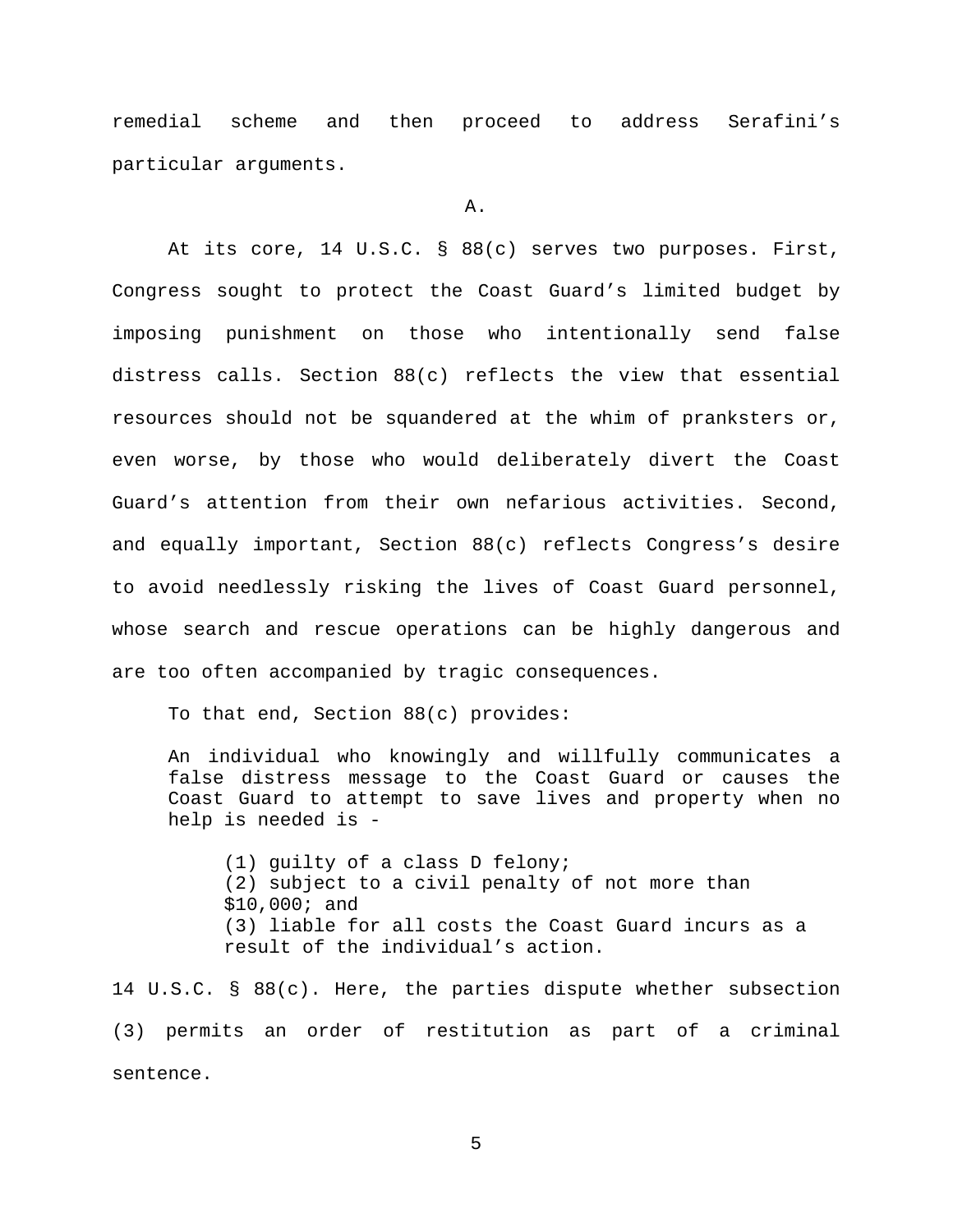remedial scheme and then proceed to address Serafini's particular arguments.

A.

At its core, 14 U.S.C. § 88(c) serves two purposes. First, Congress sought to protect the Coast Guard's limited budget by imposing punishment on those who intentionally send false distress calls. Section 88(c) reflects the view that essential resources should not be squandered at the whim of pranksters or, even worse, by those who would deliberately divert the Coast Guard's attention from their own nefarious activities. Second, and equally important, Section 88(c) reflects Congress's desire to avoid needlessly risking the lives of Coast Guard personnel, whose search and rescue operations can be highly dangerous and are too often accompanied by tragic consequences.

To that end, Section 88(c) provides:

> An individual who knowingly and willfully communicates a false distress message to the Coast Guard or causes the Coast Guard to attempt to save lives and property when no help is needed is -
>
> (1) guilty of a class D felony;
> (2) subject to a civil penalty of not more than $10,000; and
> (3) liable for all costs the Coast Guard incurs as a result of the individual's action.

14 U.S.C. § 88(c). Here, the parties dispute whether subsection (3) permits an order of restitution as part of a criminal sentence.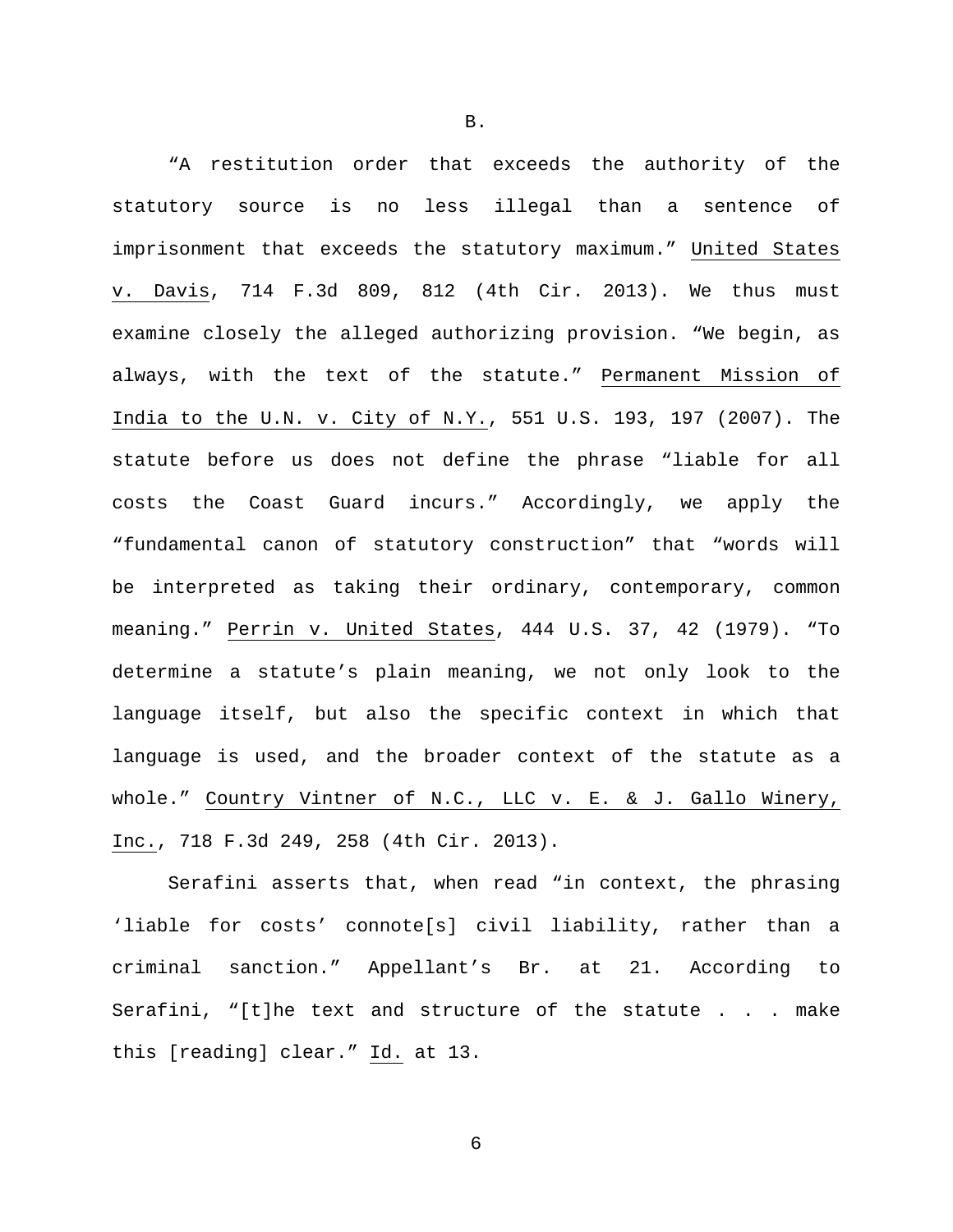## B.

"A restitution order that exceeds the authority of the statutory source is no less illegal than a sentence of imprisonment that exceeds the statutory maximum." United States v. Davis, 714 F.3d 809, 812 (4th Cir. 2013). We thus must examine closely the alleged authorizing provision. "We begin, as always, with the text of the statute." Permanent Mission of India to the U.N. v. City of N.Y., 551 U.S. 193, 197 (2007). The statute before us does not define the phrase "liable for all costs the Coast Guard incurs." Accordingly, we apply the "fundamental canon of statutory construction" that "words will be interpreted as taking their ordinary, contemporary, common meaning." Perrin v. United States, 444 U.S. 37, 42 (1979). "To determine a statute's plain meaning, we not only look to the language itself, but also the specific context in which that language is used, and the broader context of the statute as a whole." Country Vintner of N.C., LLC v. E. & J. Gallo Winery, Inc., 718 F.3d 249, 258 (4th Cir. 2013).

Serafini asserts that, when read "in context, the phrasing 'liable for costs' connote[s] civil liability, rather than a criminal sanction." Appellant's Br. at 21. According to Serafini, "[t]he text and structure of the statute . . . make this [reading] clear." Id. at 13.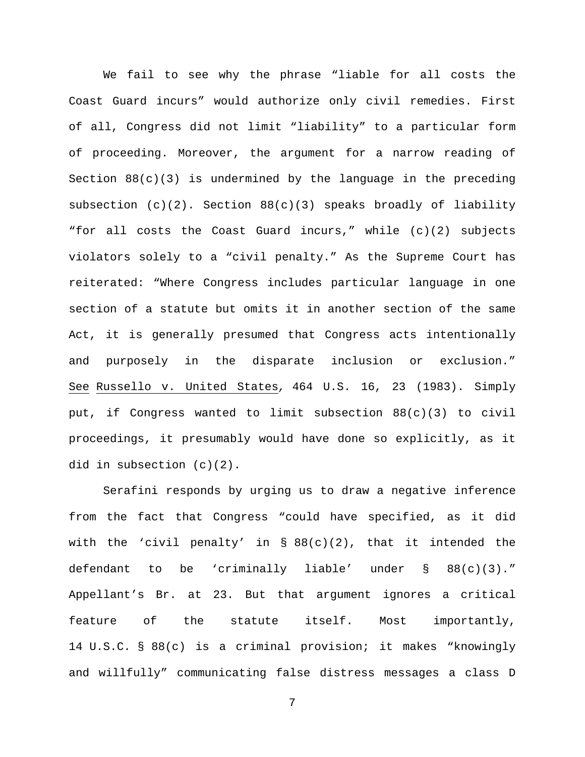We fail to see why the phrase "liable for all costs the Coast Guard incurs" would authorize only civil remedies. First of all, Congress did not limit "liability" to a particular form of proceeding. Moreover, the argument for a narrow reading of Section 88(c)(3) is undermined by the language in the preceding subsection (c)(2). Section 88(c)(3) speaks broadly of liability "for all costs the Coast Guard incurs," while (c)(2) subjects violators solely to a "civil penalty." As the Supreme Court has reiterated: "Where Congress includes particular language in one section of a statute but omits it in another section of the same Act, it is generally presumed that Congress acts intentionally and purposely in the disparate inclusion or exclusion." See Russello v. United States, 464 U.S. 16, 23 (1983). Simply put, if Congress wanted to limit subsection 88(c)(3) to civil proceedings, it presumably would have done so explicitly, as it did in subsection (c)(2).

Serafini responds by urging us to draw a negative inference from the fact that Congress "could have specified, as it did with the 'civil penalty' in § 88(c)(2), that it intended the defendant to be 'criminally liable' under § 88(c)(3)." Appellant's Br. at 23. But that argument ignores a critical feature of the statute itself. Most importantly, 14 U.S.C. § 88(c) is a criminal provision; it makes "knowingly and willfully" communicating false distress messages a class D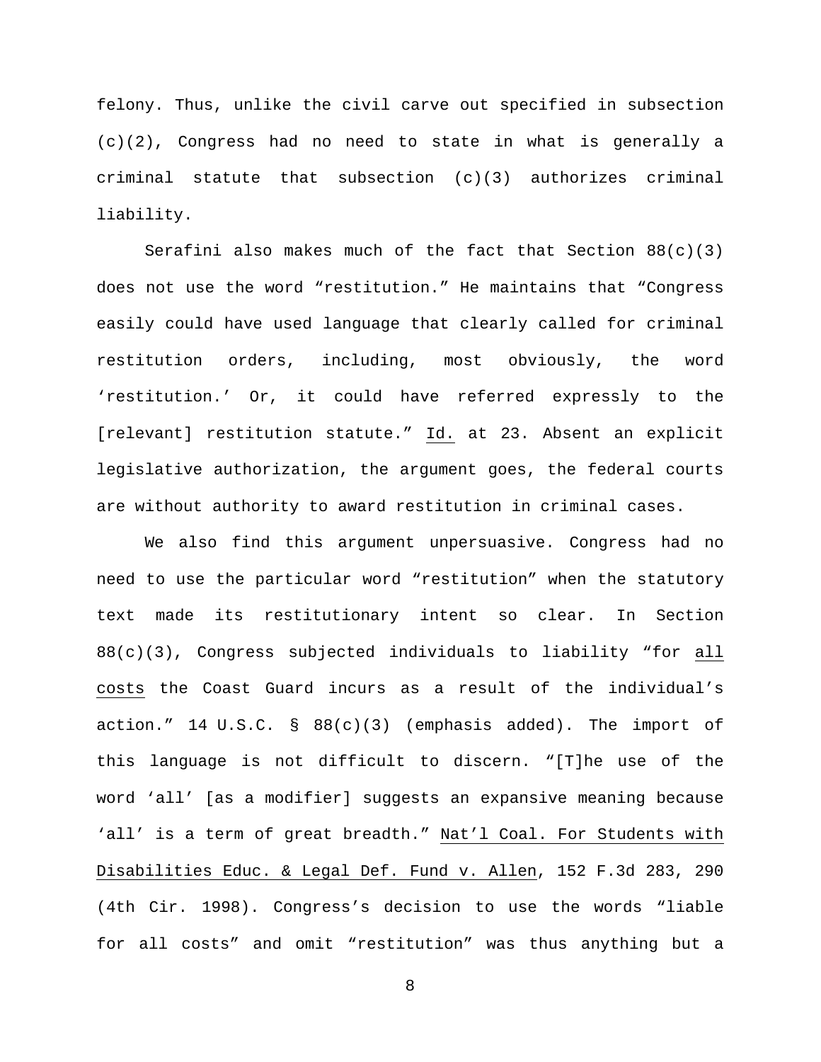felony. Thus, unlike the civil carve out specified in subsection (c)(2), Congress had no need to state in what is generally a criminal statute that subsection (c)(3) authorizes criminal liability.

Serafini also makes much of the fact that Section 88(c)(3) does not use the word "restitution." He maintains that "Congress easily could have used language that clearly called for criminal restitution orders, including, most obviously, the word 'restitution.' Or, it could have referred expressly to the [relevant] restitution statute." Id. at 23. Absent an explicit legislative authorization, the argument goes, the federal courts are without authority to award restitution in criminal cases.

We also find this argument unpersuasive. Congress had no need to use the particular word "restitution" when the statutory text made its restitutionary intent so clear. In Section 88(c)(3), Congress subjected individuals to liability "for all costs the Coast Guard incurs as a result of the individual's action." 14 U.S.C. § 88(c)(3) (emphasis added). The import of this language is not difficult to discern. "[T]he use of the word 'all' [as a modifier] suggests an expansive meaning because 'all' is a term of great breadth." Nat'l Coal. For Students with Disabilities Educ. & Legal Def. Fund v. Allen, 152 F.3d 283, 290 (4th Cir. 1998). Congress's decision to use the words "liable for all costs" and omit "restitution" was thus anything but a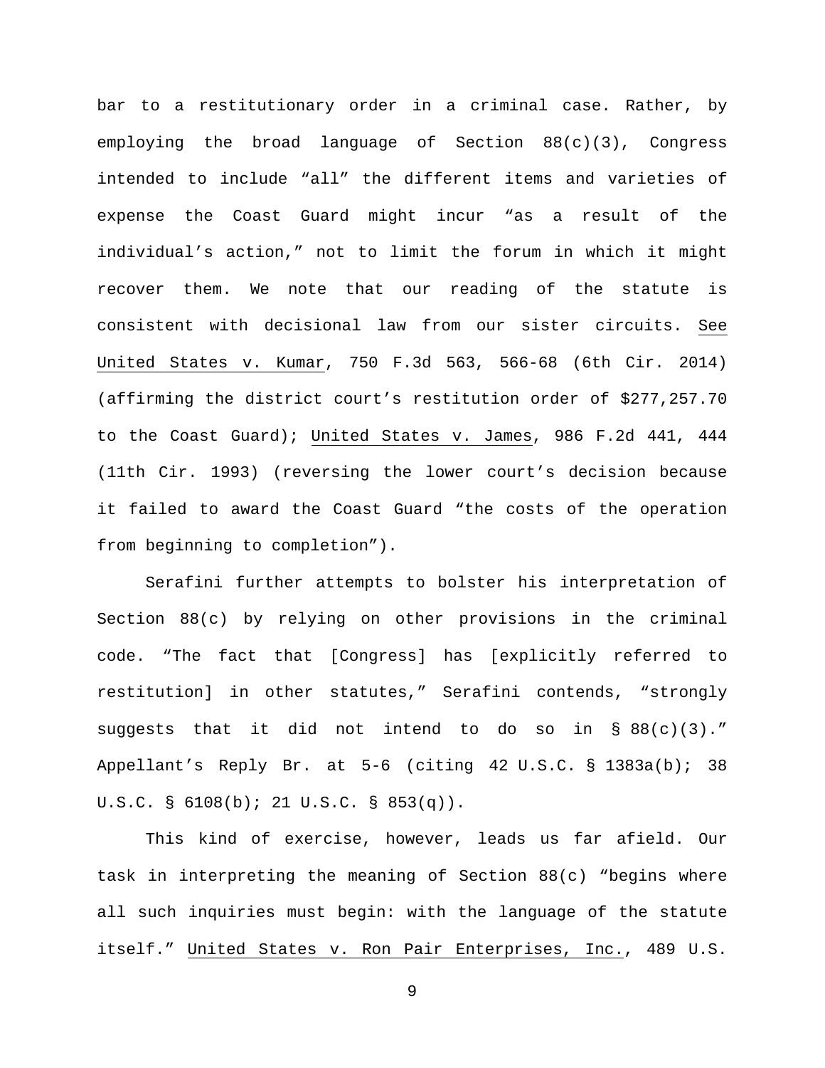bar to a restitutionary order in a criminal case. Rather, by employing the broad language of Section 88(c)(3), Congress intended to include "all" the different items and varieties of expense the Coast Guard might incur "as a result of the individual's action," not to limit the forum in which it might recover them. We note that our reading of the statute is consistent with decisional law from our sister circuits. See United States v. Kumar, 750 F.3d 563, 566-68 (6th Cir. 2014) (affirming the district court's restitution order of $277,257.70 to the Coast Guard); United States v. James, 986 F.2d 441, 444 (11th Cir. 1993) (reversing the lower court's decision because it failed to award the Coast Guard "the costs of the operation from beginning to completion").

Serafini further attempts to bolster his interpretation of Section 88(c) by relying on other provisions in the criminal code. "The fact that [Congress] has [explicitly referred to restitution] in other statutes," Serafini contends, "strongly suggests that it did not intend to do so in § 88(c)(3)." Appellant's Reply Br. at 5-6 (citing 42 U.S.C. § 1383a(b); 38 U.S.C. § 6108(b); 21 U.S.C. § 853(q)).

This kind of exercise, however, leads us far afield. Our task in interpreting the meaning of Section 88(c) "begins where all such inquiries must begin: with the language of the statute itself." United States v. Ron Pair Enterprises, Inc., 489 U.S.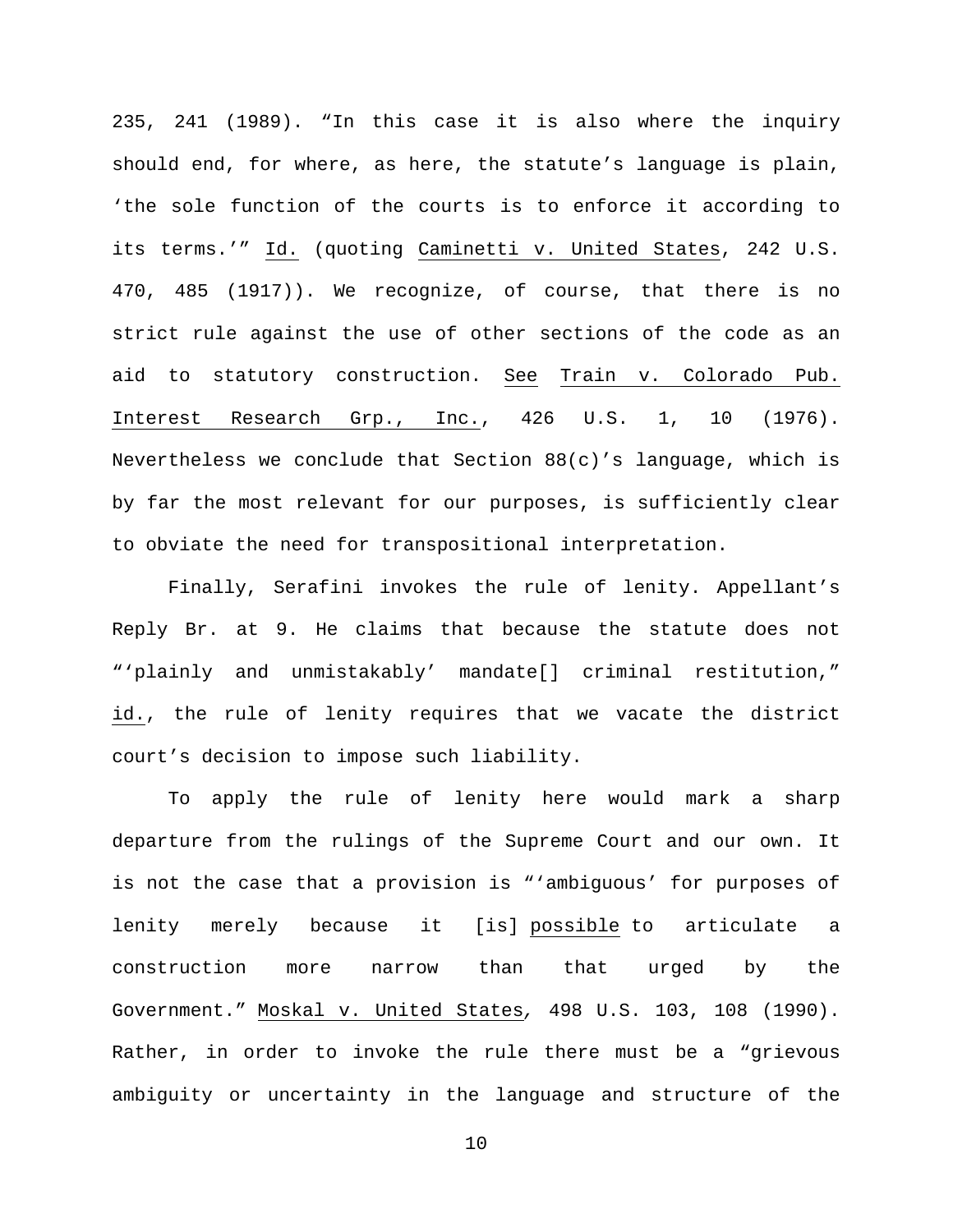235, 241 (1989). "In this case it is also where the inquiry should end, for where, as here, the statute's language is plain, 'the sole function of the courts is to enforce it according to its terms.'" Id. (quoting Caminetti v. United States, 242 U.S. 470, 485 (1917)). We recognize, of course, that there is no strict rule against the use of other sections of the code as an aid to statutory construction. See Train v. Colorado Pub. Interest Research Grp., Inc., 426 U.S. 1, 10 (1976). Nevertheless we conclude that Section 88(c)'s language, which is by far the most relevant for our purposes, is sufficiently clear to obviate the need for transpositional interpretation.

Finally, Serafini invokes the rule of lenity. Appellant's Reply Br. at 9. He claims that because the statute does not "'plainly and unmistakably' mandate[] criminal restitution," id., the rule of lenity requires that we vacate the district court's decision to impose such liability.

To apply the rule of lenity here would mark a sharp departure from the rulings of the Supreme Court and our own. It is not the case that a provision is "'ambiguous' for purposes of lenity merely because it [is] possible to articulate a construction more narrow than that urged by the Government." Moskal v. United States, 498 U.S. 103, 108 (1990). Rather, in order to invoke the rule there must be a "grievous ambiguity or uncertainty in the language and structure of the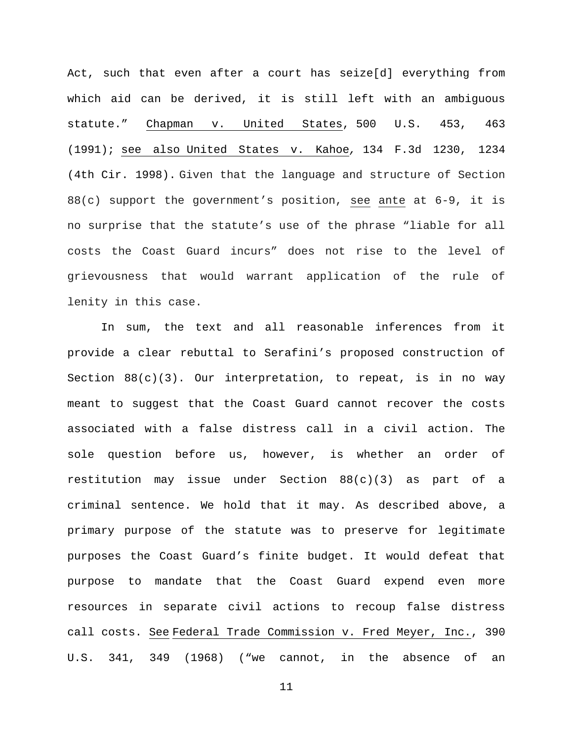Act, such that even after a court has seize[d] everything from which aid can be derived, it is still left with an ambiguous statute." Chapman v. United States, 500 U.S. 453, 463 (1991); see also United States v. Kahoe, 134 F.3d 1230, 1234 (4th Cir. 1998). Given that the language and structure of Section 88(c) support the government's position, see ante at 6-9, it is no surprise that the statute's use of the phrase "liable for all costs the Coast Guard incurs" does not rise to the level of grievousness that would warrant application of the rule of lenity in this case.

In sum, the text and all reasonable inferences from it provide a clear rebuttal to Serafini's proposed construction of Section 88(c)(3). Our interpretation, to repeat, is in no way meant to suggest that the Coast Guard cannot recover the costs associated with a false distress call in a civil action. The sole question before us, however, is whether an order of restitution may issue under Section 88(c)(3) as part of a criminal sentence. We hold that it may. As described above, a primary purpose of the statute was to preserve for legitimate purposes the Coast Guard's finite budget. It would defeat that purpose to mandate that the Coast Guard expend even more resources in separate civil actions to recoup false distress call costs. See Federal Trade Commission v. Fred Meyer, Inc., 390 U.S. 341, 349 (1968) ("we cannot, in the absence of an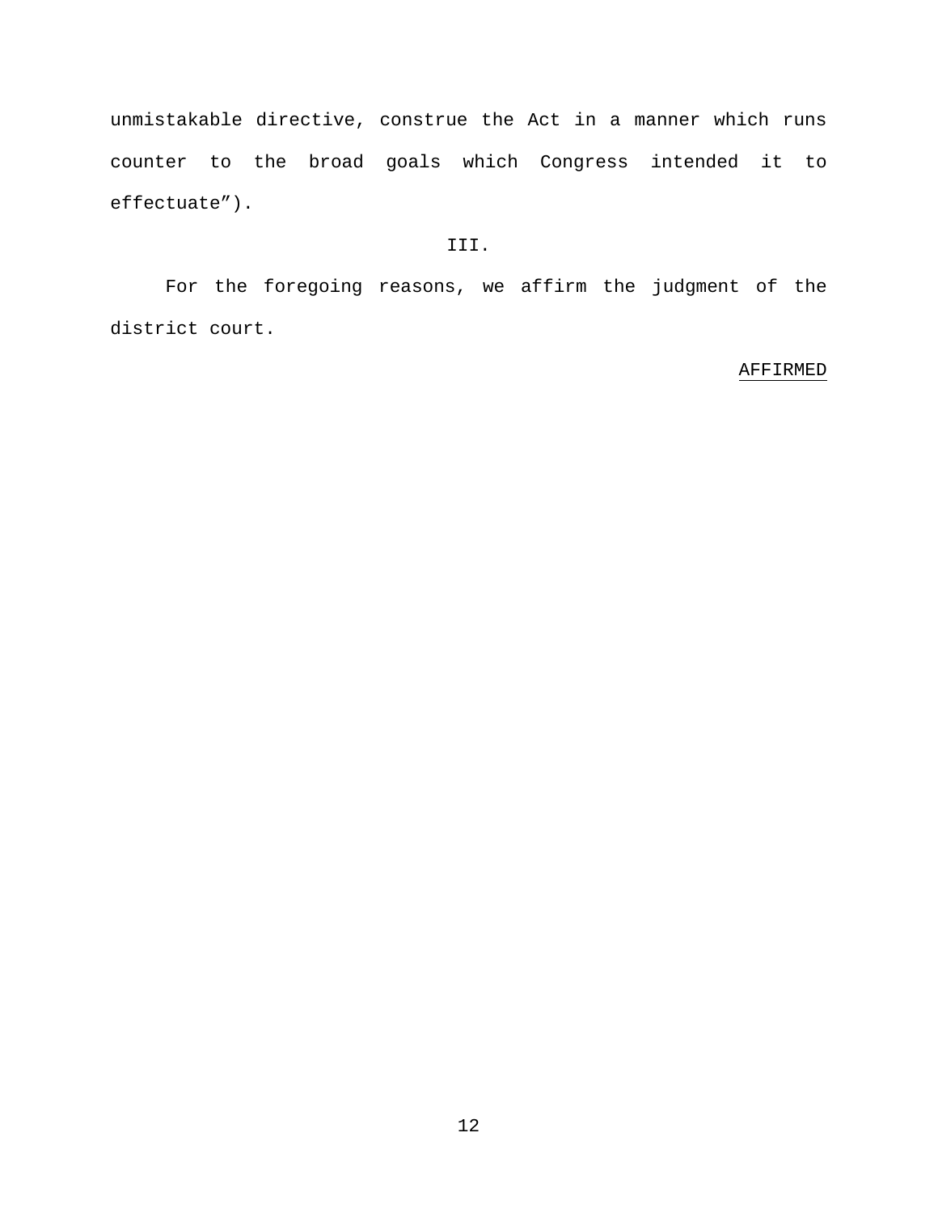unmistakable directive, construe the Act in a manner which runs counter to the broad goals which Congress intended it to effectuate”).

III.

For the foregoing reasons, we affirm the judgment of the district court.

AFFIRMED